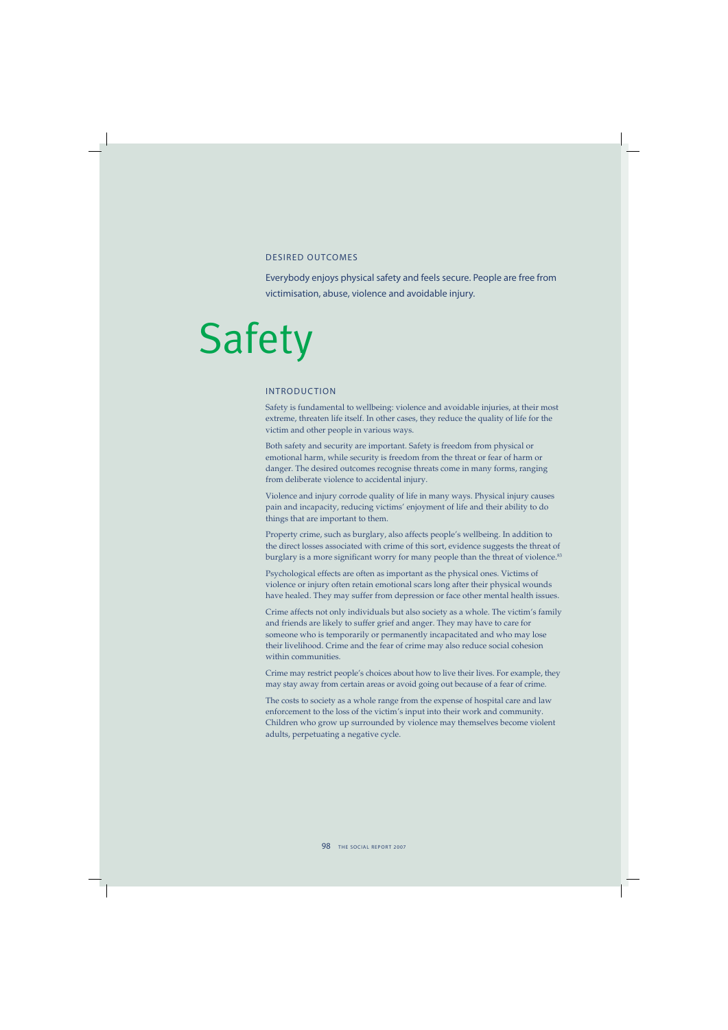## DESIRED OUTCOMES

Everybody enjoys physical safety and feels secure. People are free from victimisation, abuse, violence and avoidable injury.

# Safety

## INTRODUCTION

Safety is fundamental to wellbeing: violence and avoidable injuries, at their most extreme, threaten life itself. In other cases, they reduce the quality of life for the victim and other people in various ways.

Both safety and security are important. Safety is freedom from physical or emotional harm, while security is freedom from the threat or fear of harm or danger. The desired outcomes recognise threats come in many forms, ranging from deliberate violence to accidental injury.

Violence and injury corrode quality of life in many ways. Physical injury causes pain and incapacity, reducing victims' enjoyment of life and their ability to do things that are important to them.

Property crime, such as burglary, also affects people's wellbeing. In addition to the direct losses associated with crime of this sort, evidence suggests the threat of burglary is a more significant worry for many people than the threat of violence.[85]

Psychological effects are often as important as the physical ones. Victims of violence or injury often retain emotional scars long after their physical wounds have healed. They may suffer from depression or face other mental health issues.

Crime affects not only individuals but also society as a whole. The victim's family and friends are likely to suffer grief and anger. They may have to care for someone who is temporarily or permanently incapacitated and who may lose their livelihood. Crime and the fear of crime may also reduce social cohesion within communities.

Crime may restrict people's choices about how to live their lives. For example, they may stay away from certain areas or avoid going out because of a fear of crime.

The costs to society as a whole range from the expense of hospital care and law enforcement to the loss of the victim's input into their work and community. Children who grow up surrounded by violence may themselves become violent adults, perpetuating a negative cycle.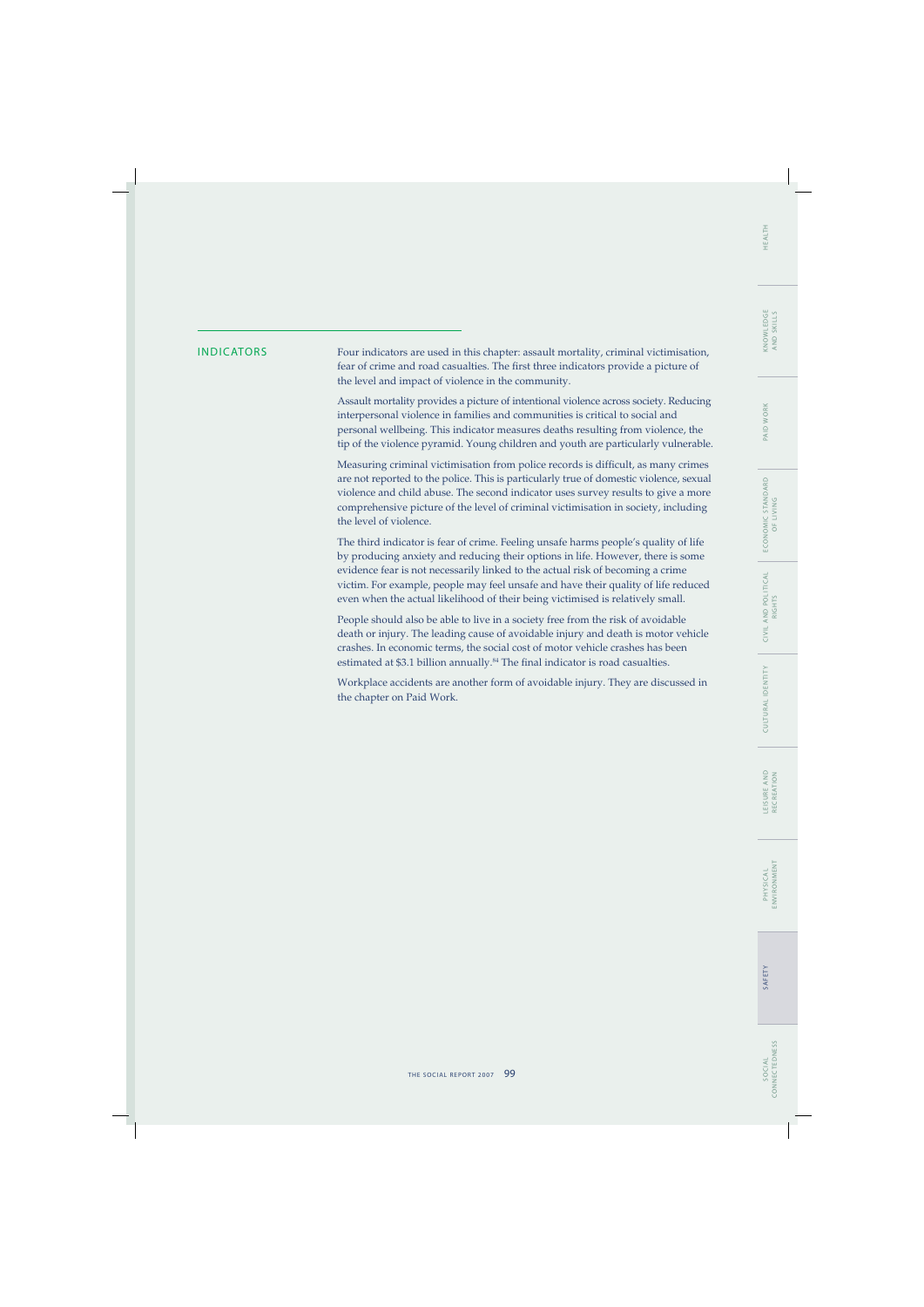## INDICATORS

Four indicators are used in this chapter: assault mortality, criminal victimisation, fear of crime and road casualties. The first three indicators provide a picture of the level and impact of violence in the community.

Assault mortality provides a picture of intentional violence across society. Reducing interpersonal violence in families and communities is critical to social and personal wellbeing. This indicator measures deaths resulting from violence, the tip of the violence pyramid. Young children and youth are particularly vulnerable.

Measuring criminal victimisation from police records is difficult, as many crimes are not reported to the police. This is particularly true of domestic violence, sexual violence and child abuse. The second indicator uses survey results to give a more comprehensive picture of the level of criminal victimisation in society, including the level of violence.

The third indicator is fear of crime. Feeling unsafe harms people's quality of life by producing anxiety and reducing their options in life. However, there is some evidence fear is not necessarily linked to the actual risk of becoming a crime victim. For example, people may feel unsafe and have their quality of life reduced even when the actual likelihood of their being victimised is relatively small.

People should also be able to live in a society free from the risk of avoidable death or injury. The leading cause of avoidable injury and death is motor vehicle crashes. In economic terms, the social cost of motor vehicle crashes has been estimated at $3.1 billion annually.[84] The final indicator is road casualties.

Workplace accidents are another form of avoidable injury. They are discussed in the chapter on Paid Work.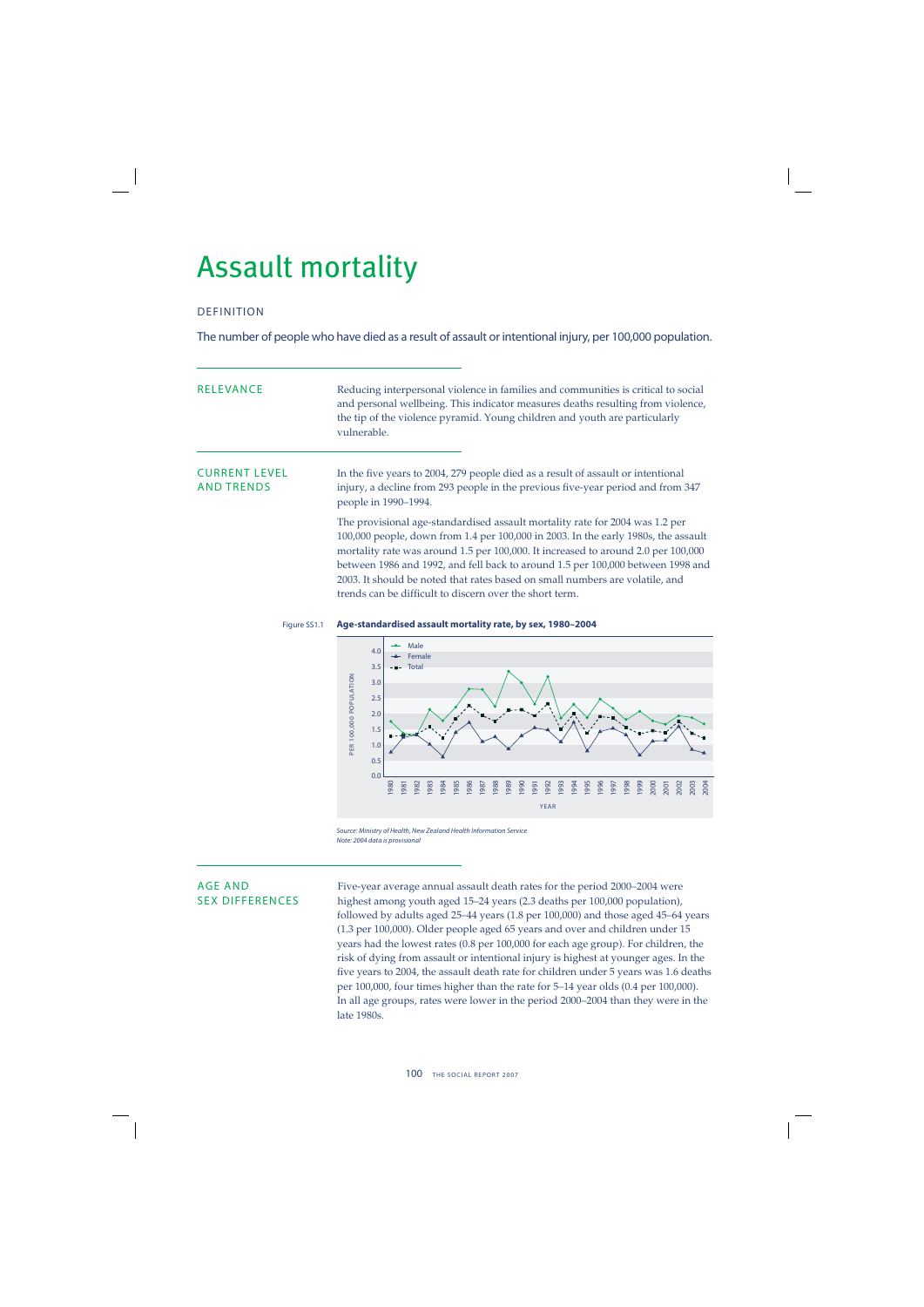# Assault mortality

## DEFINITION

The number of people who have died as a result of assault or intentional injury, per 100,000 population.

## RELEVANCE

Reducing interpersonal violence in families and communities is critical to social and personal wellbeing. This indicator measures deaths resulting from violence, the tip of the violence pyramid. Young children and youth are particularly vulnerable.

## CURRENT LEVEL AND TRENDS

In the five years to 2004, 279 people died as a result of assault or intentional injury, a decline from 293 people in the previous five-year period and from 347 people in 1990–1994.

The provisional age-standardised assault mortality rate for 2004 was 1.2 per 100,000 people, down from 1.4 per 100,000 in 2003. In the early 1980s, the assault mortality rate was around 1.5 per 100,000. It increased to around 2.0 per 100,000 between 1986 and 1992, and fell back to around 1.5 per 100,000 between 1998 and 2003. It should be noted that rates based on small numbers are volatile, and trends can be difficult to discern over the short term.

Figure SS1.1 **Age-standardised assault mortality rate, by sex, 1980–2004**

*Source: Ministry of Health, New Zealand Health Information Service*
*Note: 2004 data is provisional*

## AGE AND SEX DIFFERENCES

Five-year average annual assault death rates for the period 2000–2004 were highest among youth aged 15–24 years (2.3 deaths per 100,000 population), followed by adults aged 25–44 years (1.8 per 100,000) and those aged 45–64 years (1.3 per 100,000). Older people aged 65 years and over and children under 15 years had the lowest rates (0.8 per 100,000 for each age group). For children, the risk of dying from assault or intentional injury is highest at younger ages. In the five years to 2004, the assault death rate for children under 5 years was 1.6 deaths per 100,000, four times higher than the rate for 5–14 year olds (0.4 per 100,000). In all age groups, rates were lower in the period 2000–2004 than they were in the late 1980s.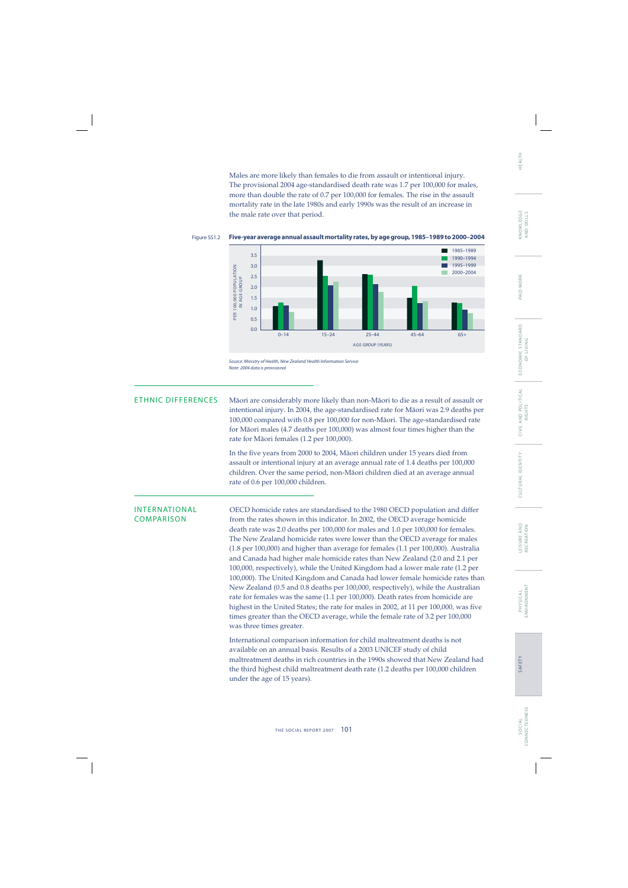Males are more likely than females to die from assault or intentional injury. The provisional 2004 age-standardised death rate was 1.7 per 100,000 for males, more than double the rate of 0.7 per 100,000 for females. The rise in the assault mortality rate in the late 1980s and early 1990s was the result of an increase in the male rate over that period.

Figure SS1.2 **Five-year average annual assault mortality rates, by age group, 1985–1989 to 2000–2004**

*Source: Ministry of Health, New Zealand Health Information Service*
*Note: 2004 data is provisional*

## ETHNIC DIFFERENCES

Māori are considerably more likely than non-Māori to die as a result of assault or intentional injury. In 2004, the age-standardised rate for Māori was 2.9 deaths per 100,000 compared with 0.8 per 100,000 for non-Māori. The age-standardised rate for Māori males (4.7 deaths per 100,000) was almost four times higher than the rate for Māori females (1.2 per 100,000).

In the five years from 2000 to 2004, Māori children under 15 years died from assault or intentional injury at an average annual rate of 1.4 deaths per 100,000 children. Over the same period, non-Māori children died at an average annual rate of 0.6 per 100,000 children.

## INTERNATIONAL COMPARISON

OECD homicide rates are standardised to the 1980 OECD population and differ from the rates shown in this indicator. In 2002, the OECD average homicide death rate was 2.0 deaths per 100,000 for males and 1.0 per 100,000 for females. The New Zealand homicide rates were lower than the OECD average for males (1.8 per 100,000) and higher than average for females (1.1 per 100,000). Australia and Canada had higher male homicide rates than New Zealand (2.0 and 2.1 per 100,000, respectively), while the United Kingdom had a lower male rate (1.2 per 100,000). The United Kingdom and Canada had lower female homicide rates than New Zealand (0.5 and 0.8 deaths per 100,000, respectively), while the Australian rate for females was the same (1.1 per 100,000). Death rates from homicide are highest in the United States; the rate for males in 2002, at 11 per 100,000, was five times greater than the OECD average, while the female rate of 3.2 per 100,000 was three times greater.

International comparison information for child maltreatment deaths is not available on an annual basis. Results of a 2003 UNICEF study of child maltreatment deaths in rich countries in the 1990s showed that New Zealand had the third highest child maltreatment death rate (1.2 deaths per 100,000 children under the age of 15 years).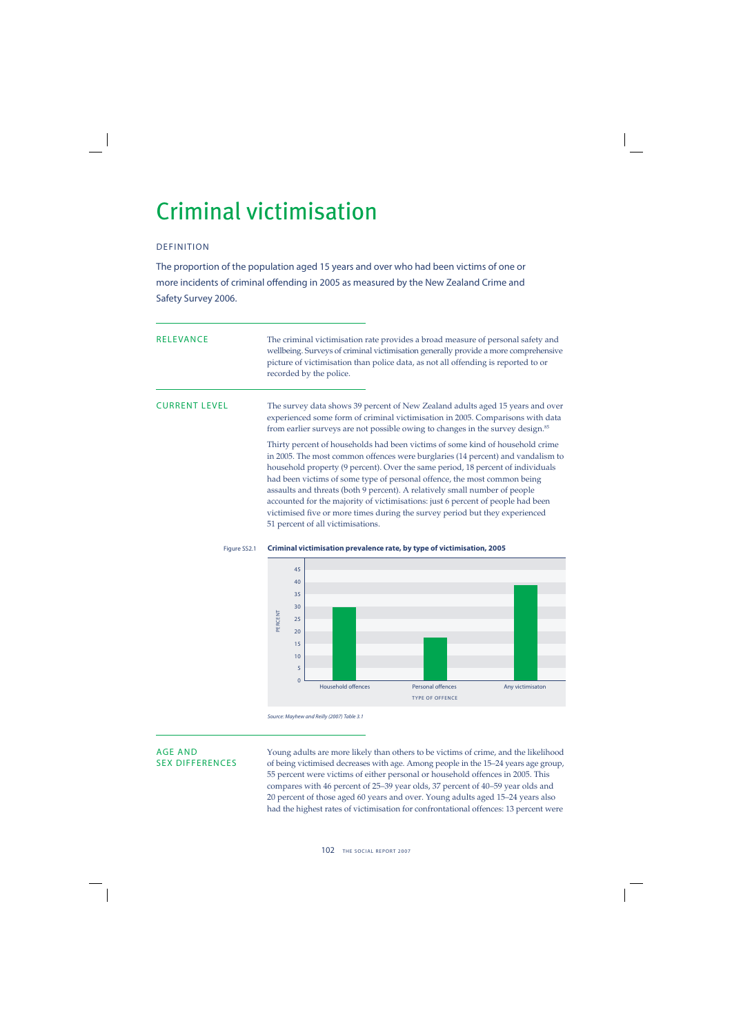# Criminal victimisation

## DEFINITION

The proportion of the population aged 15 years and over who had been victims of one or more incidents of criminal offending in 2005 as measured by the New Zealand Crime and Safety Survey 2006.

## RELEVANCE

The criminal victimisation rate provides a broad measure of personal safety and wellbeing. Surveys of criminal victimisation generally provide a more comprehensive picture of victimisation than police data, as not all offending is reported to or recorded by the police.

## CURRENT LEVEL

The survey data shows 39 percent of New Zealand adults aged 15 years and over experienced some form of criminal victimisation in 2005. Comparisons with data from earlier surveys are not possible owing to changes in the survey design.[85]

Thirty percent of households had been victims of some kind of household crime in 2005. The most common offences were burglaries (14 percent) and vandalism to household property (9 percent). Over the same period, 18 percent of individuals had been victims of some type of personal offence, the most common being assaults and threats (both 9 percent). A relatively small number of people accounted for the majority of victimisations: just 6 percent of people had been victimised five or more times during the survey period but they experienced 51 percent of all victimisations.

Figure SS2.1 **Criminal victimisation prevalence rate, by type of victimisation, 2005**

| Type of offence | Percent |
|---|---|
| Household offences | 30 |
| Personal offences | 18 |
| Any victimisaton | 39 |

*Source: Mayhew and Reilly (2007) Table 3.1*

## AGE AND SEX DIFFERENCES

Young adults are more likely than others to be victims of crime, and the likelihood of being victimised decreases with age. Among people in the 15–24 years age group, 55 percent were victims of either personal or household offences in 2005. This compares with 46 percent of 25–39 year olds, 37 percent of 40–59 year olds and 20 percent of those aged 60 years and over. Young adults aged 15–24 years also had the highest rates of victimisation for confrontational offences: 13 percent were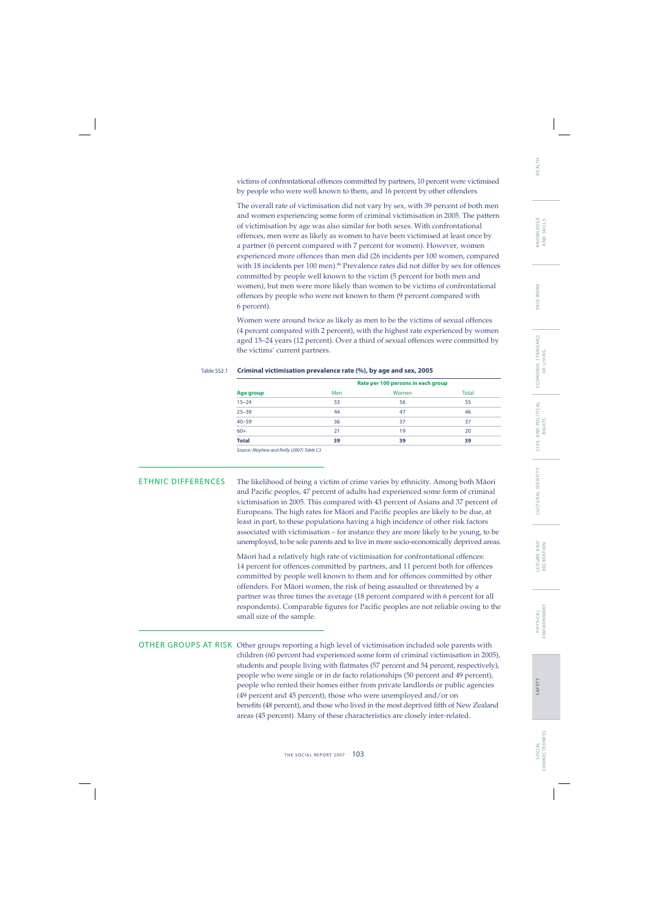victims of confrontational offences committed by partners, 10 percent were victimised by people who were well known to them, and 16 percent by other offenders.

The overall rate of victimisation did not vary by sex, with 39 percent of both men and women experiencing some form of criminal victimisation in 2005. The pattern of victimisation by age was also similar for both sexes. With confrontational offences, men were as likely as women to have been victimised at least once by a partner (6 percent compared with 7 percent for women). However, women experienced more offences than men did (26 incidents per 100 women, compared with 18 incidents per 100 men).[86] Prevalence rates did not differ by sex for offences committed by people well known to the victim (5 percent for both men and women), but men were more likely than women to be victims of confrontational offences by people who were not known to them (9 percent compared with 6 percent).

Women were around twice as likely as men to be the victims of sexual offences (4 percent compared with 2 percent), with the highest rate experienced by women aged 15–24 years (12 percent). Over a third of sexual offences were committed by the victims' current partners.

Table SS2.1 **Criminal victimisation prevalence rate (%), by age and sex, 2005**

| | Rate per 100 persons in each group | | |
|---|---|---|---|
| **Age group** | Men | Women | Total |
| 15–24 | 53 | 56 | 55 |
| 25–39 | 44 | 47 | 46 |
| 40–59 | 36 | 37 | 37 |
| 60+ | 21 | 19 | 20 |
| **Total** | **39** | **39** | **39** |

*Source: Mayhew and Reilly (2007) Table C3*

## ETHNIC DIFFERENCES

The likelihood of being a victim of crime varies by ethnicity. Among both Māori and Pacific peoples, 47 percent of adults had experienced some form of criminal victimisation in 2005. This compared with 43 percent of Asians and 37 percent of Europeans. The high rates for Māori and Pacific peoples are likely to be due, at least in part, to these populations having a high incidence of other risk factors associated with victimisation – for instance they are more likely to be young, to be unemployed, to be sole parents and to live in more socio-economically deprived areas.

Māori had a relatively high rate of victimisation for confrontational offences: 14 percent for offences committed by partners, and 11 percent both for offences committed by people well known to them and for offences committed by other offenders. For Māori women, the risk of being assaulted or threatened by a partner was three times the average (18 percent compared with 6 percent for all respondents). Comparable figures for Pacific peoples are not reliable owing to the small size of the sample.

## OTHER GROUPS AT RISK

Other groups reporting a high level of victimisation included sole parents with children (60 percent had experienced some form of criminal victimisation in 2005), students and people living with flatmates (57 percent and 54 percent, respectively), people who were single or in de facto relationships (50 percent and 49 percent), people who rented their homes either from private landlords or public agencies (49 percent and 45 percent), those who were unemployed and/or on benefits (48 percent), and those who lived in the most deprived fifth of New Zealand areas (45 percent). Many of these characteristics are closely inter-related.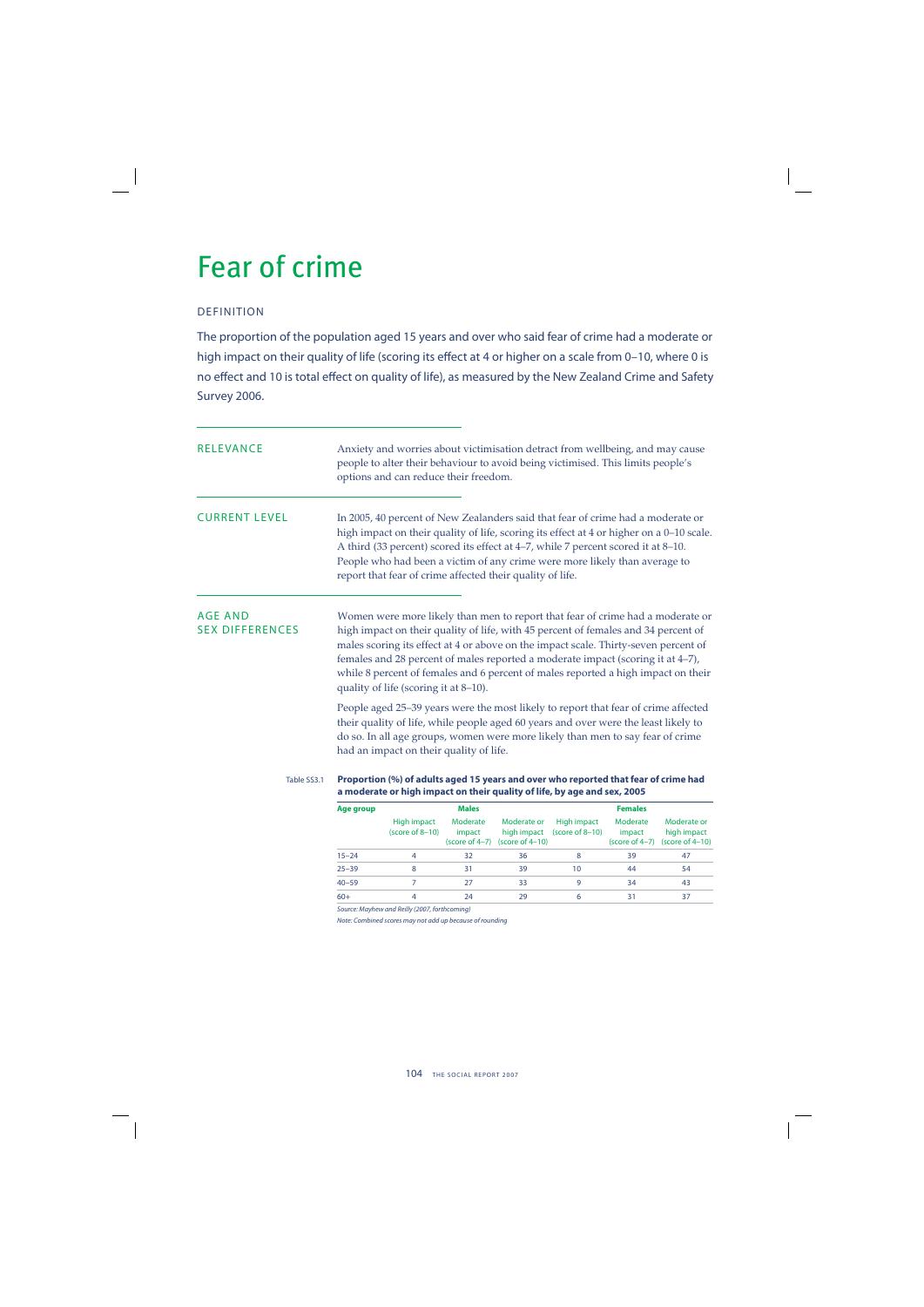# Fear of crime

## DEFINITION

The proportion of the population aged 15 years and over who said fear of crime had a moderate or high impact on their quality of life (scoring its effect at 4 or higher on a scale from 0–10, where 0 is no effect and 10 is total effect on quality of life), as measured by the New Zealand Crime and Safety Survey 2006.

## RELEVANCE

Anxiety and worries about victimisation detract from wellbeing, and may cause people to alter their behaviour to avoid being victimised. This limits people's options and can reduce their freedom.

## CURRENT LEVEL

In 2005, 40 percent of New Zealanders said that fear of crime had a moderate or high impact on their quality of life, scoring its effect at 4 or higher on a 0–10 scale. A third (33 percent) scored its effect at 4–7, while 7 percent scored it at 8–10. People who had been a victim of any crime were more likely than average to report that fear of crime affected their quality of life.

## AGE AND SEX DIFFERENCES

Women were more likely than men to report that fear of crime had a moderate or high impact on their quality of life, with 45 percent of females and 34 percent of males scoring its effect at 4 or above on the impact scale. Thirty-seven percent of females and 28 percent of males reported a moderate impact (scoring it at 4–7), while 8 percent of females and 6 percent of males reported a high impact on their quality of life (scoring it at 8–10).

People aged 25–39 years were the most likely to report that fear of crime affected their quality of life, while people aged 60 years and over were the least likely to do so. In all age groups, women were more likely than men to say fear of crime had an impact on their quality of life.

Table SS3.1 **Proportion (%) of adults aged 15 years and over who reported that fear of crime had a moderate or high impact on their quality of life, by age and sex, 2005**

| Age group | Males | | | Females | | |
|---|---|---|---|---|---|---|
| | High impact (score of 8–10) | Moderate impact (score of 4–7) | Moderate or high impact (score of 4–10) | High impact (score of 8–10) | Moderate impact (score of 4–7) | Moderate or high impact (score of 4–10) |
| 15–24 | 4 | 32 | 36 | 8 | 39 | 47 |
| 25–39 | 8 | 31 | 39 | 10 | 44 | 54 |
| 40–59 | 7 | 27 | 33 | 9 | 34 | 43 |
| 60+ | 4 | 24 | 29 | 6 | 31 | 37 |

*Source: Mayhew and Reilly (2007, forthcoming)*

*Note: Combined scores may not add up because of rounding*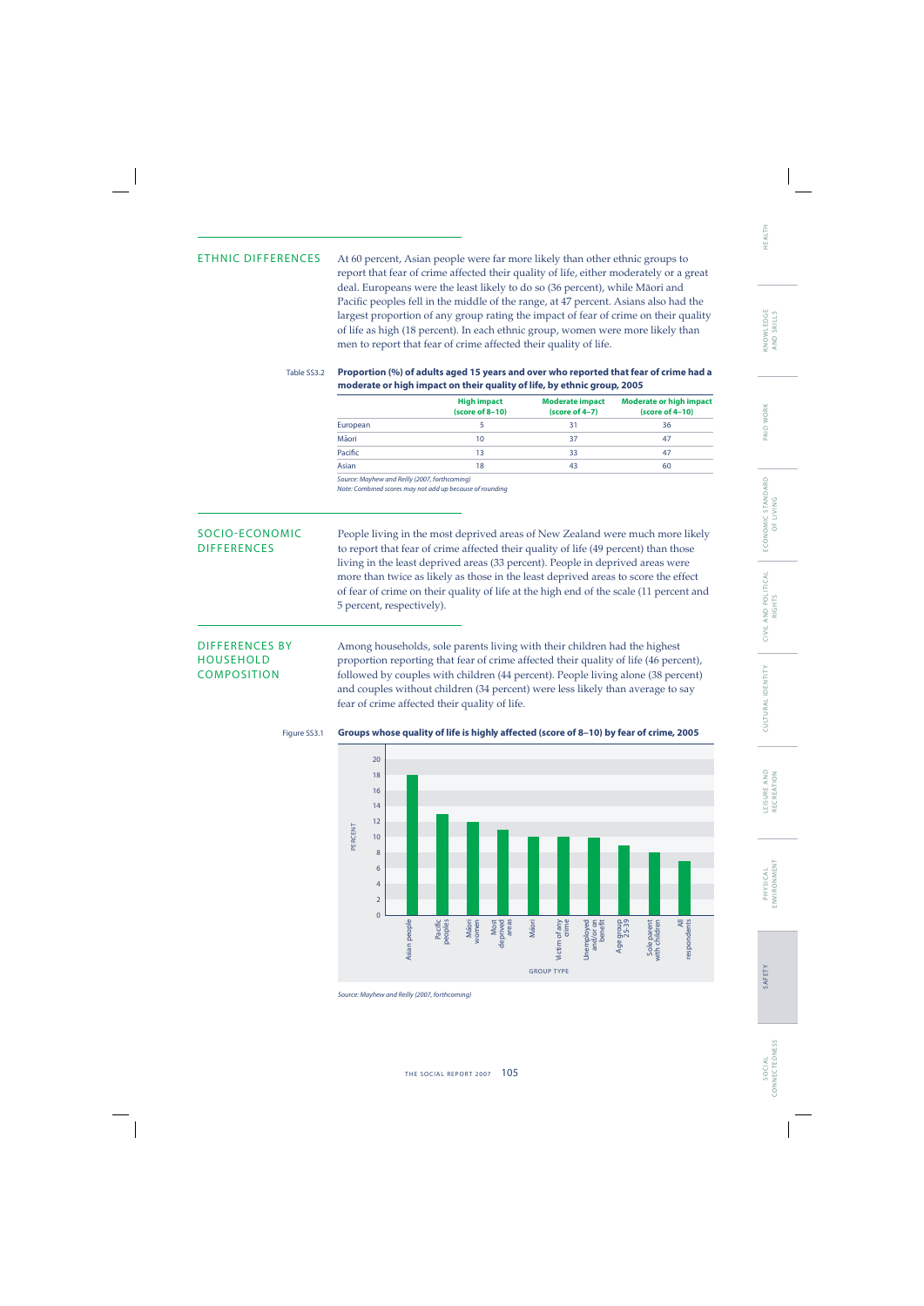## ETHNIC DIFFERENCES

At 60 percent, Asian people were far more likely than other ethnic groups to report that fear of crime affected their quality of life, either moderately or a great deal. Europeans were the least likely to do so (36 percent), while Māori and Pacific peoples fell in the middle of the range, at 47 percent. Asians also had the largest proportion of any group rating the impact of fear of crime on their quality of life as high (18 percent). In each ethnic group, women were more likely than men to report that fear of crime affected their quality of life.

Table SS3.2 **Proportion (%) of adults aged 15 years and over who reported that fear of crime had a moderate or high impact on their quality of life, by ethnic group, 2005**

| | High impact (score of 8–10) | Moderate impact (score of 4–7) | Moderate or high impact (score of 4–10) |
|---|---|---|---|
| European | 5 | 31 | 36 |
| Māori | 10 | 37 | 47 |
| Pacific | 13 | 33 | 47 |
| Asian | 18 | 43 | 60 |

*Source: Mayhew and Reilly (2007, forthcoming)*

*Note: Combined scores may not add up because of rounding*

## SOCIO-ECONOMIC DIFFERENCES

People living in the most deprived areas of New Zealand were much more likely to report that fear of crime affected their quality of life (49 percent) than those living in the least deprived areas (33 percent). People in deprived areas were more than twice as likely as those in the least deprived areas to score the effect of fear of crime on their quality of life at the high end of the scale (11 percent and 5 percent, respectively).

## DIFFERENCES BY HOUSEHOLD COMPOSITION

Among households, sole parents living with their children had the highest proportion reporting that fear of crime affected their quality of life (46 percent), followed by couples with children (44 percent). People living alone (38 percent) and couples without children (34 percent) were less likely than average to say fear of crime affected their quality of life.

Figure SS3.1 **Groups whose quality of life is highly affected (score of 8–10) by fear of crime, 2005**

| Group type | Percent |
|---|---|
| Asian people | 18 |
| Pacific peoples | 13 |
| Māori women | 12 |
| Most deprived areas | 11 |
| Māori | 10 |
| Victim of any crime | 10 |
| Unemployed and/or on benefit | 10 |
| Age group 25–39 | 9 |
| Sole parent with children | 8 |
| All respondents | 7 |

*Source: Mayhew and Reilly (2007, forthcoming)*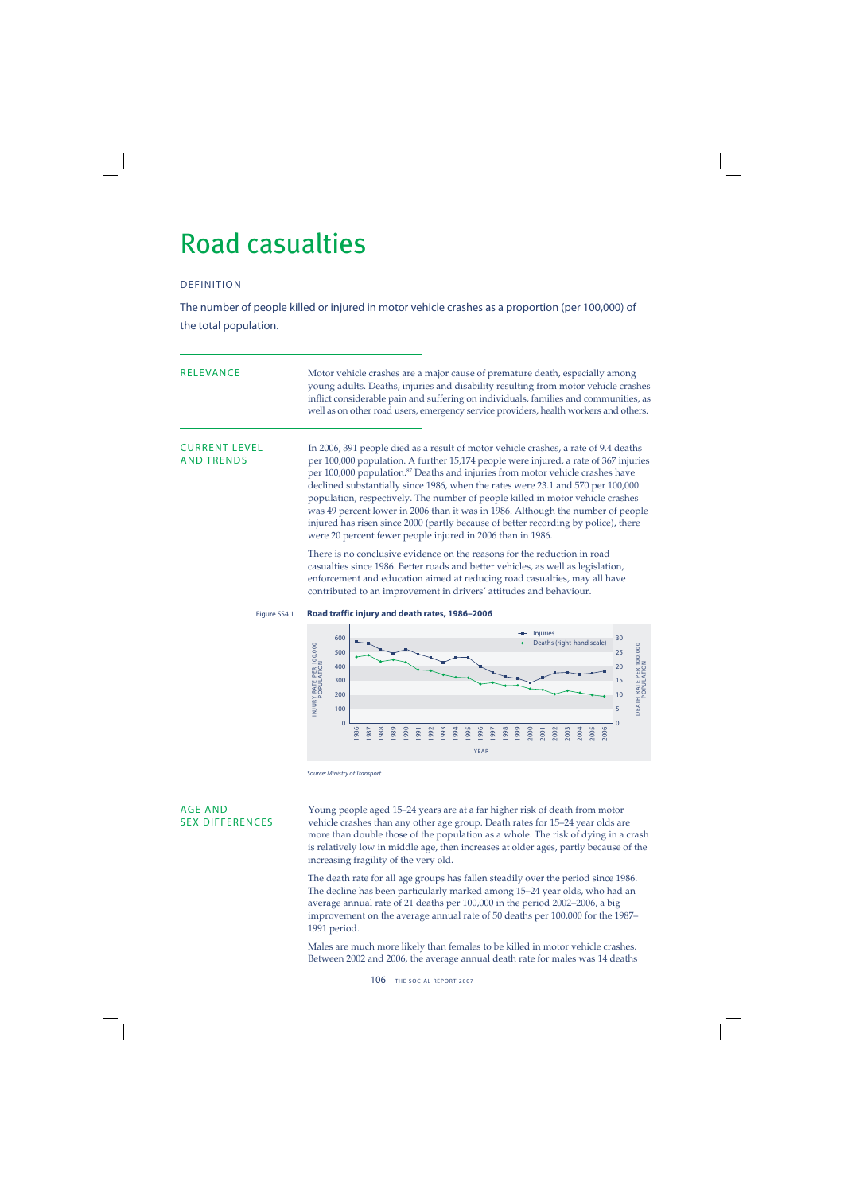# Road casualties

## DEFINITION

The number of people killed or injured in motor vehicle crashes as a proportion (per 100,000) of the total population.

## RELEVANCE

Motor vehicle crashes are a major cause of premature death, especially among young adults. Deaths, injuries and disability resulting from motor vehicle crashes inflict considerable pain and suffering on individuals, families and communities, as well as on other road users, emergency service providers, health workers and others.

## CURRENT LEVEL AND TRENDS

In 2006, 391 people died as a result of motor vehicle crashes, a rate of 9.4 deaths per 100,000 population. A further 15,174 people were injured, a rate of 367 injuries per 100,000 population.[87] Deaths and injuries from motor vehicle crashes have declined substantially since 1986, when the rates were 23.1 and 570 per 100,000 population, respectively. The number of people killed in motor vehicle crashes was 49 percent lower in 2006 than it was in 1986. Although the number of people injured has risen since 2000 (partly because of better recording by police), there were 20 percent fewer people injured in 2006 than in 1986.

There is no conclusive evidence on the reasons for the reduction in road casualties since 1986. Better roads and better vehicles, as well as legislation, enforcement and education aimed at reducing road casualties, may all have contributed to an improvement in drivers' attitudes and behaviour.

Figure SS4.1 **Road traffic injury and death rates, 1986–2006**

*Source: Ministry of Transport*

## AGE AND SEX DIFFERENCES

Young people aged 15–24 years are at a far higher risk of death from motor vehicle crashes than any other age group. Death rates for 15–24 year olds are more than double those of the population as a whole. The risk of dying in a crash is relatively low in middle age, then increases at older ages, partly because of the increasing fragility of the very old.

The death rate for all age groups has fallen steadily over the period since 1986. The decline has been particularly marked among 15–24 year olds, who had an average annual rate of 21 deaths per 100,000 in the period 2002–2006, a big improvement on the average annual rate of 50 deaths per 100,000 for the 1987–1991 period.

Males are much more likely than females to be killed in motor vehicle crashes. Between 2002 and 2006, the average annual death rate for males was 14 deaths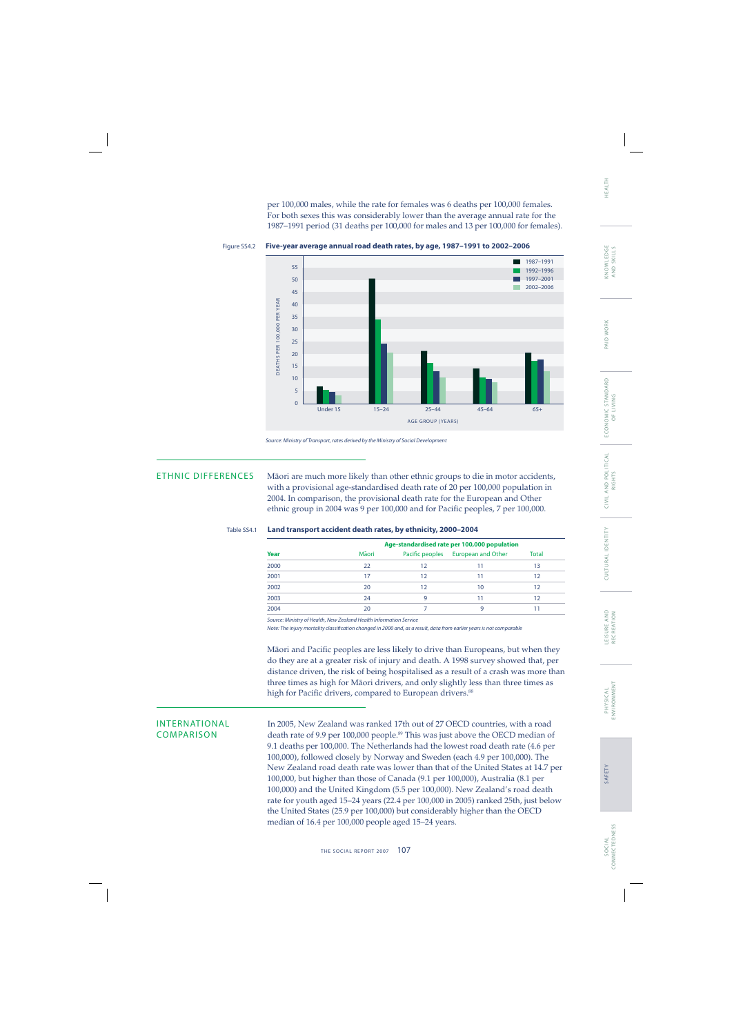per 100,000 males, while the rate for females was 6 deaths per 100,000 females. For both sexes this was considerably lower than the average annual rate for the 1987–1991 period (31 deaths per 100,000 for males and 13 per 100,000 for females).

Figure SS4.2 **Five-year average annual road death rates, by age, 1987–1991 to 2002–2006**

DEATHS PER 100,000 PER YEAR

0
5
10
15
20
25
30
35
40
45
50
55

Under 15
15–24
25–44
45–64
65+

AGE GROUP (YEARS)

1987–1991
1992–1996
1997–2001
2002–2006

*Source: Ministry of Transport, rates derived by the Ministry of Social Development*

## ETHNIC DIFFERENCES

Māori are much more likely than other ethnic groups to die in motor accidents, with a provisional age-standardised death rate of 20 per 100,000 population in 2004. In comparison, the provisional death rate for the European and Other ethnic group in 2004 was 9 per 100,000 and for Pacific peoples, 7 per 100,000.

Table SS4.1 **Land transport accident death rates, by ethnicity, 2000–2004**

| | Age-standardised rate per 100,000 population | | | |
|---|---|---|---|---|
| **Year** | Māori | Pacific peoples | European and Other | Total |
| 2000 | 22 | 12 | 11 | 13 |
| 2001 | 17 | 12 | 11 | 12 |
| 2002 | 20 | 12 | 10 | 12 |
| 2003 | 24 | 9 | 11 | 12 |
| 2004 | 20 | 7 | 9 | 11 |

*Source: Ministry of Health, New Zealand Health Information Service*

*Note: The injury mortality classification changed in 2000 and, as a result, data from earlier years is not comparable*

Māori and Pacific peoples are less likely to drive than Europeans, but when they do they are at a greater risk of injury and death. A 1998 survey showed that, per distance driven, the risk of being hospitalised as a result of a crash was more than three times as high for Māori drivers, and only slightly less than three times as high for Pacific drivers, compared to European drivers.[88]

## INTERNATIONAL COMPARISON

In 2005, New Zealand was ranked 17th out of 27 OECD countries, with a road death rate of 9.9 per 100,000 people.[89] This was just above the OECD median of 9.1 deaths per 100,000. The Netherlands had the lowest road death rate (4.6 per 100,000), followed closely by Norway and Sweden (each 4.9 per 100,000). The New Zealand road death rate was lower than that of the United States at 14.7 per 100,000, but higher than those of Canada (9.1 per 100,000), Australia (8.1 per 100,000) and the United Kingdom (5.5 per 100,000). New Zealand's road death rate for youth aged 15–24 years (22.4 per 100,000 in 2005) ranked 25th, just below the United States (25.9 per 100,000) but considerably higher than the OECD median of 16.4 per 100,000 people aged 15–24 years.